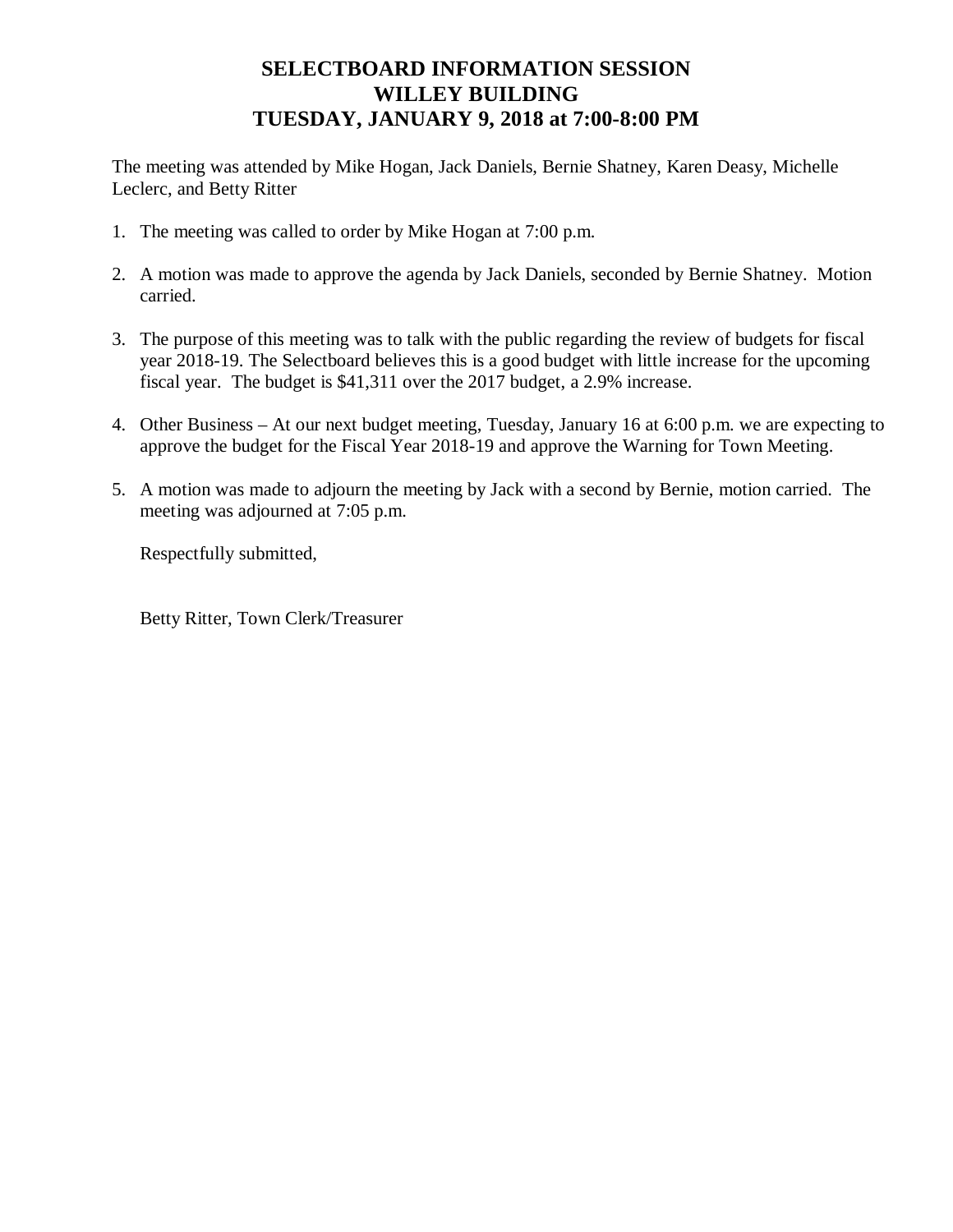# SELECTBOARD INFORMATION SESSION
# WILLEY BUILDING
# TUESDAY, JANUARY 9, 2018 at 7:00-8:00 PM

The meeting was attended by Mike Hogan, Jack Daniels, Bernie Shatney, Karen Deasy, Michelle Leclerc, and Betty Ritter

1. The meeting was called to order by Mike Hogan at 7:00 p.m.

2. A motion was made to approve the agenda by Jack Daniels, seconded by Bernie Shatney. Motion carried.

3. The purpose of this meeting was to talk with the public regarding the review of budgets for fiscal year 2018-19. The Selectboard believes this is a good budget with little increase for the upcoming fiscal year. The budget is $41,311 over the 2017 budget, a 2.9% increase.

4. Other Business – At our next budget meeting, Tuesday, January 16 at 6:00 p.m. we are expecting to approve the budget for the Fiscal Year 2018-19 and approve the Warning for Town Meeting.

5. A motion was made to adjourn the meeting by Jack with a second by Bernie, motion carried. The meeting was adjourned at 7:05 p.m.

Respectfully submitted,

Betty Ritter, Town Clerk/Treasurer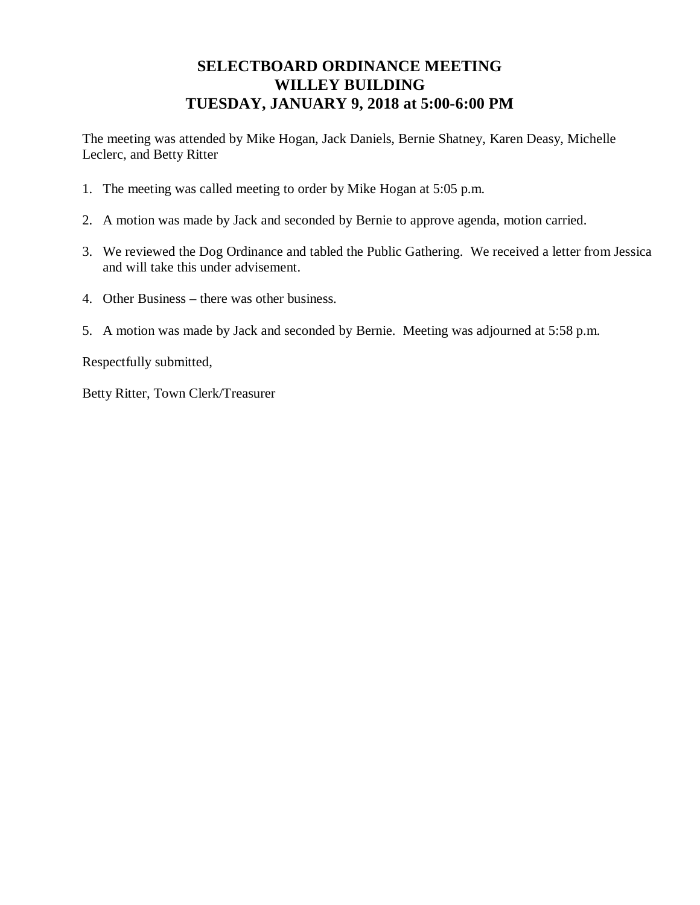# SELECTBOARD ORDINANCE MEETING
# WILLEY BUILDING
# TUESDAY, JANUARY 9, 2018 at 5:00-6:00 PM

The meeting was attended by Mike Hogan, Jack Daniels, Bernie Shatney, Karen Deasy, Michelle Leclerc, and Betty Ritter

1. The meeting was called meeting to order by Mike Hogan at 5:05 p.m.
2. A motion was made by Jack and seconded by Bernie to approve agenda, motion carried.
3. We reviewed the Dog Ordinance and tabled the Public Gathering. We received a letter from Jessica and will take this under advisement.
4. Other Business – there was other business.
5. A motion was made by Jack and seconded by Bernie. Meeting was adjourned at 5:58 p.m.

Respectfully submitted,

Betty Ritter, Town Clerk/Treasurer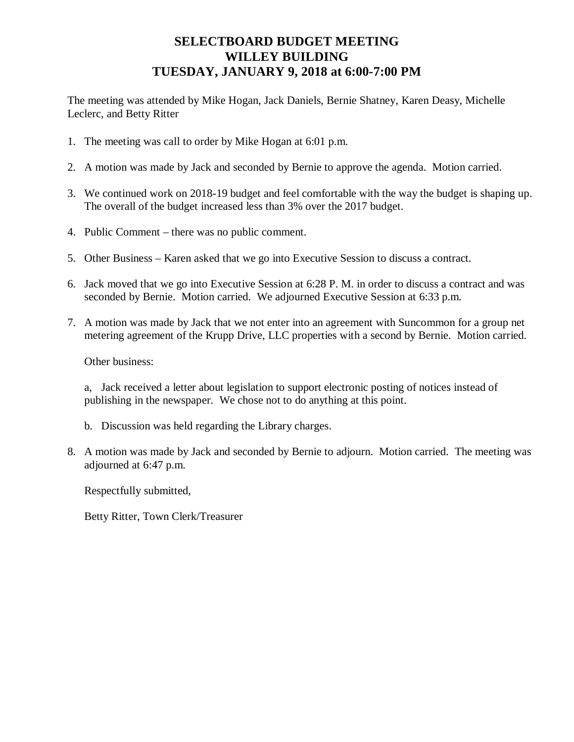# SELECTBOARD BUDGET MEETING
# WILLEY BUILDING
# TUESDAY, JANUARY 9, 2018 at 6:00-7:00 PM

The meeting was attended by Mike Hogan, Jack Daniels, Bernie Shatney, Karen Deasy, Michelle Leclerc, and Betty Ritter

1. The meeting was call to order by Mike Hogan at 6:01 p.m.

2. A motion was made by Jack and seconded by Bernie to approve the agenda. Motion carried.

3. We continued work on 2018-19 budget and feel comfortable with the way the budget is shaping up. The overall of the budget increased less than 3% over the 2017 budget.

4. Public Comment – there was no public comment.

5. Other Business – Karen asked that we go into Executive Session to discuss a contract.

6. Jack moved that we go into Executive Session at 6:28 P. M. in order to discuss a contract and was seconded by Bernie. Motion carried. We adjourned Executive Session at 6:33 p.m.

7. A motion was made by Jack that we not enter into an agreement with Suncommon for a group net metering agreement of the Krupp Drive, LLC properties with a second by Bernie. Motion carried.

   Other business:

   a, Jack received a letter about legislation to support electronic posting of notices instead of publishing in the newspaper. We chose not to do anything at this point.

   b. Discussion was held regarding the Library charges.

8. A motion was made by Jack and seconded by Bernie to adjourn. Motion carried. The meeting was adjourned at 6:47 p.m.

   Respectfully submitted,

   Betty Ritter, Town Clerk/Treasurer